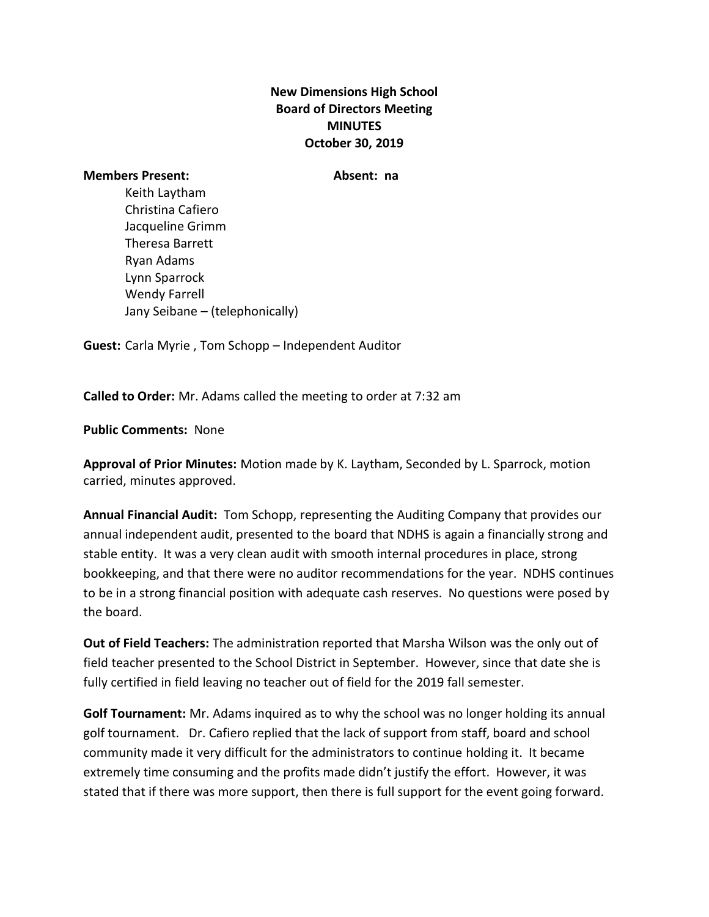**New Dimensions High School**
**Board of Directors Meeting**
**MINUTES**
**October 30, 2019**

**Members Present:** **Absent:** na

Keith Laytham
Christina Cafiero
Jacqueline Grimm
Theresa Barrett
Ryan Adams
Lynn Sparrock
Wendy Farrell
Jany Seibane – (telephonically)

**Guest:** Carla Myrie , Tom Schopp – Independent Auditor

**Called to Order:** Mr. Adams called the meeting to order at 7:32 am

**Public Comments:** None

**Approval of Prior Minutes:** Motion made by K. Laytham, Seconded by L. Sparrock, motion carried, minutes approved.

**Annual Financial Audit:** Tom Schopp, representing the Auditing Company that provides our annual independent audit, presented to the board that NDHS is again a financially strong and stable entity. It was a very clean audit with smooth internal procedures in place, strong bookkeeping, and that there were no auditor recommendations for the year. NDHS continues to be in a strong financial position with adequate cash reserves. No questions were posed by the board.

**Out of Field Teachers:** The administration reported that Marsha Wilson was the only out of field teacher presented to the School District in September. However, since that date she is fully certified in field leaving no teacher out of field for the 2019 fall semester.

**Golf Tournament:** Mr. Adams inquired as to why the school was no longer holding its annual golf tournament. Dr. Cafiero replied that the lack of support from staff, board and school community made it very difficult for the administrators to continue holding it. It became extremely time consuming and the profits made didn't justify the effort. However, it was stated that if there was more support, then there is full support for the event going forward.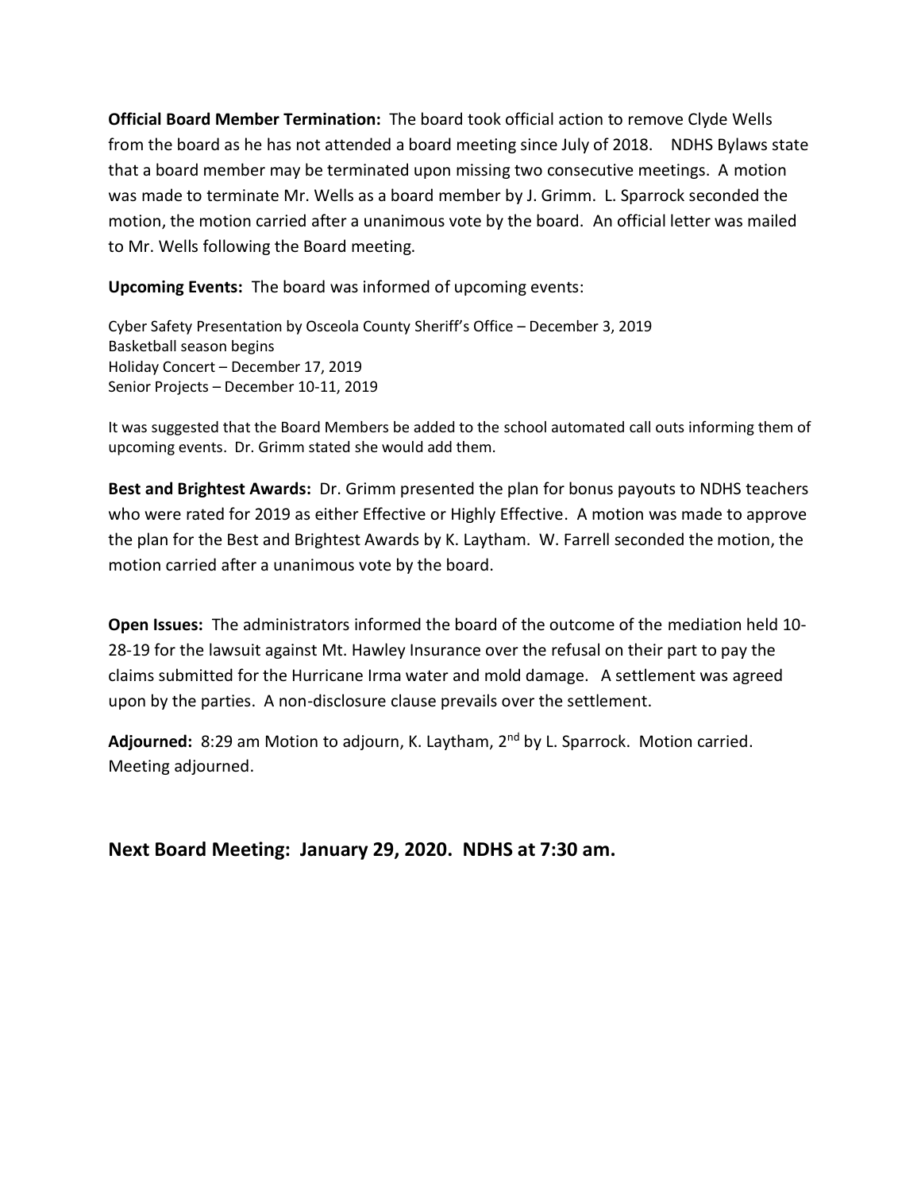**Official Board Member Termination:** The board took official action to remove Clyde Wells from the board as he has not attended a board meeting since July of 2018. NDHS Bylaws state that a board member may be terminated upon missing two consecutive meetings. A motion was made to terminate Mr. Wells as a board member by J. Grimm. L. Sparrock seconded the motion, the motion carried after a unanimous vote by the board. An official letter was mailed to Mr. Wells following the Board meeting.

**Upcoming Events:** The board was informed of upcoming events:

Cyber Safety Presentation by Osceola County Sheriff's Office – December 3, 2019
Basketball season begins
Holiday Concert – December 17, 2019
Senior Projects – December 10-11, 2019

It was suggested that the Board Members be added to the school automated call outs informing them of upcoming events. Dr. Grimm stated she would add them.

**Best and Brightest Awards:** Dr. Grimm presented the plan for bonus payouts to NDHS teachers who were rated for 2019 as either Effective or Highly Effective. A motion was made to approve the plan for the Best and Brightest Awards by K. Laytham. W. Farrell seconded the motion, the motion carried after a unanimous vote by the board.

**Open Issues:** The administrators informed the board of the outcome of the mediation held 10-28-19 for the lawsuit against Mt. Hawley Insurance over the refusal on their part to pay the claims submitted for the Hurricane Irma water and mold damage. A settlement was agreed upon by the parties. A non-disclosure clause prevails over the settlement.

**Adjourned:** 8:29 am Motion to adjourn, K. Laytham, 2nd by L. Sparrock. Motion carried. Meeting adjourned.

## Next Board Meeting: January 29, 2020. NDHS at 7:30 am.